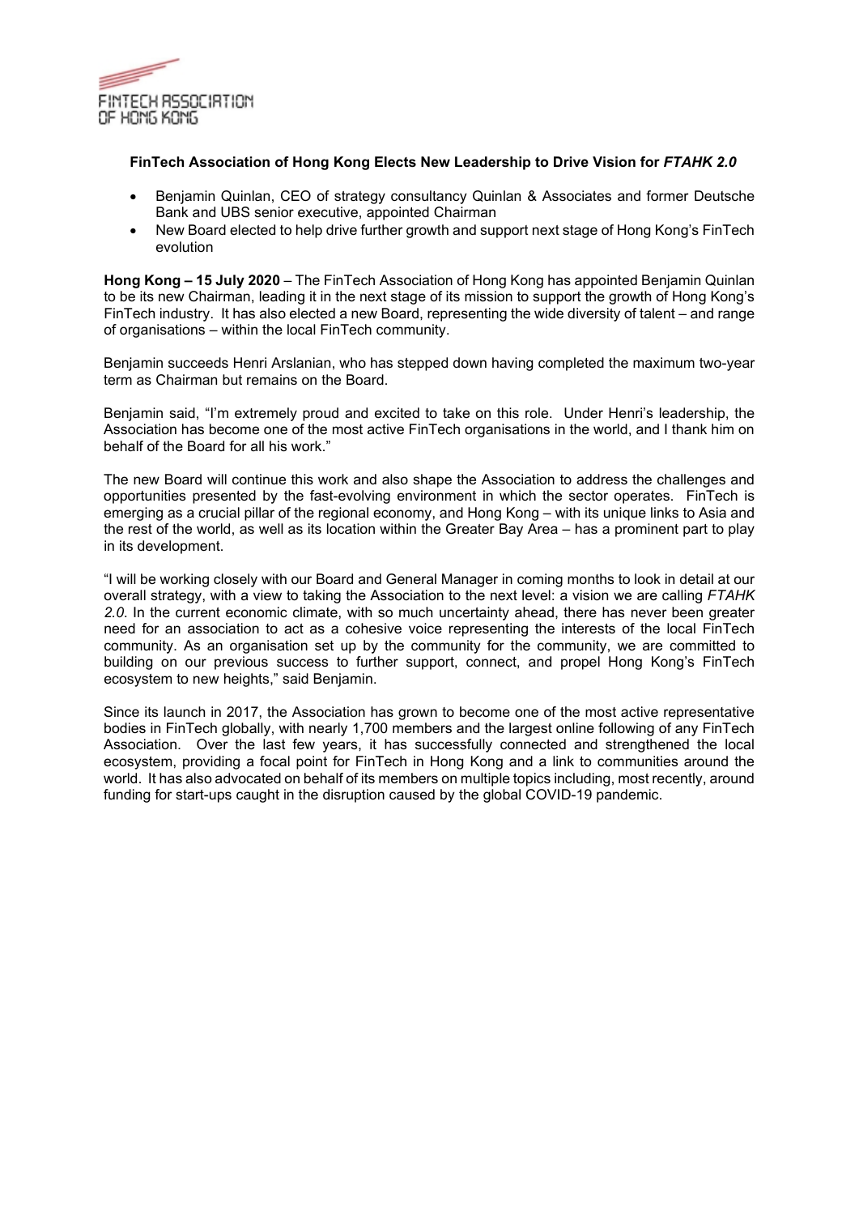FINTECH ASSOCIATION OF HONG KONG

**FinTech Association of Hong Kong Elects New Leadership to Drive Vision for *FTAHK 2.0***

- Benjamin Quinlan, CEO of strategy consultancy Quinlan & Associates and former Deutsche Bank and UBS senior executive, appointed Chairman
- New Board elected to help drive further growth and support next stage of Hong Kong's FinTech evolution

**Hong Kong – 15 July 2020** – The FinTech Association of Hong Kong has appointed Benjamin Quinlan to be its new Chairman, leading it in the next stage of its mission to support the growth of Hong Kong's FinTech industry. It has also elected a new Board, representing the wide diversity of talent – and range of organisations – within the local FinTech community.

Benjamin succeeds Henri Arslanian, who has stepped down having completed the maximum two-year term as Chairman but remains on the Board.

Benjamin said, "I'm extremely proud and excited to take on this role. Under Henri's leadership, the Association has become one of the most active FinTech organisations in the world, and I thank him on behalf of the Board for all his work."

The new Board will continue this work and also shape the Association to address the challenges and opportunities presented by the fast-evolving environment in which the sector operates. FinTech is emerging as a crucial pillar of the regional economy, and Hong Kong – with its unique links to Asia and the rest of the world, as well as its location within the Greater Bay Area – has a prominent part to play in its development.

"I will be working closely with our Board and General Manager in coming months to look in detail at our overall strategy, with a view to taking the Association to the next level: a vision we are calling *FTAHK 2.0.* In the current economic climate, with so much uncertainty ahead, there has never been greater need for an association to act as a cohesive voice representing the interests of the local FinTech community. As an organisation set up by the community for the community, we are committed to building on our previous success to further support, connect, and propel Hong Kong's FinTech ecosystem to new heights," said Benjamin.

Since its launch in 2017, the Association has grown to become one of the most active representative bodies in FinTech globally, with nearly 1,700 members and the largest online following of any FinTech Association. Over the last few years, it has successfully connected and strengthened the local ecosystem, providing a focal point for FinTech in Hong Kong and a link to communities around the world. It has also advocated on behalf of its members on multiple topics including, most recently, around funding for start-ups caught in the disruption caused by the global COVID-19 pandemic.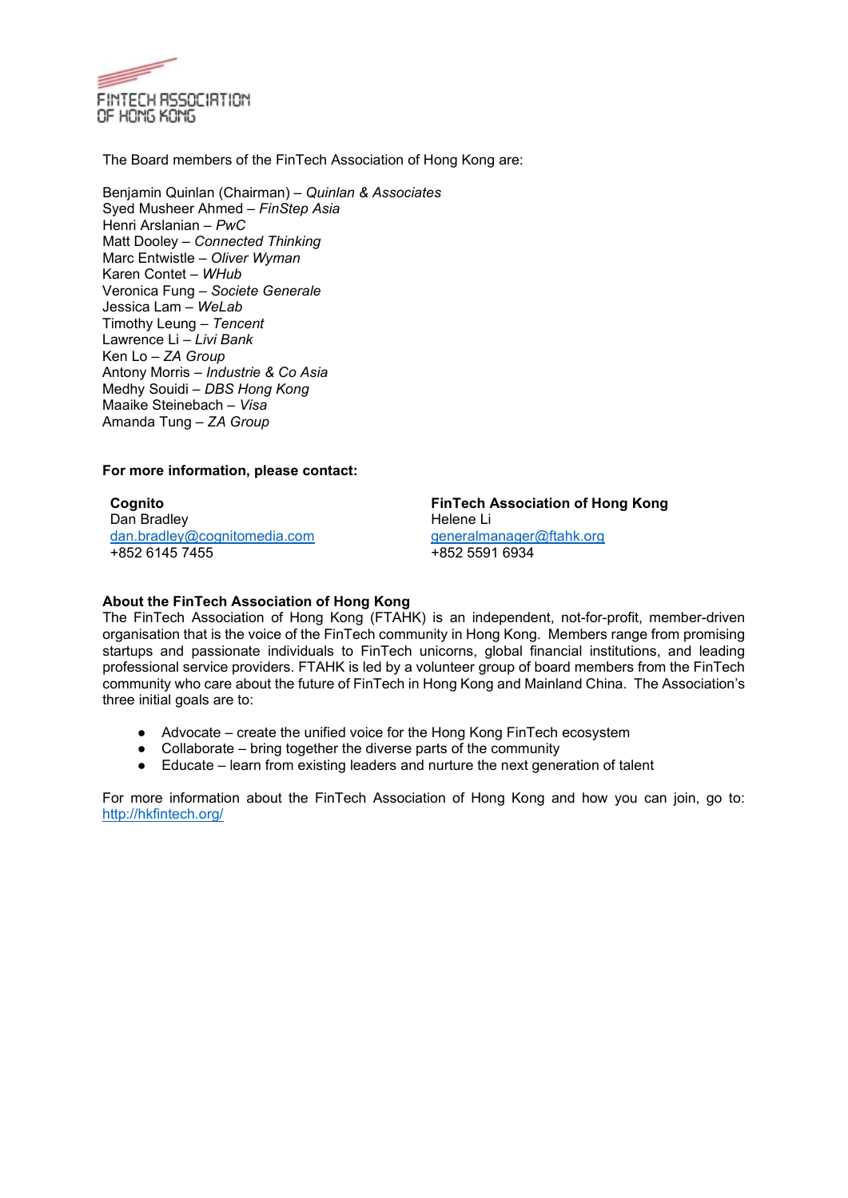The Board members of the FinTech Association of Hong Kong are:

Benjamin Quinlan (Chairman) – *Quinlan & Associates*
Syed Musheer Ahmed – *FinStep Asia*
Henri Arslanian – *PwC*
Matt Dooley – *Connected Thinking*
Marc Entwistle – *Oliver Wyman*
Karen Contet – *WHub*
Veronica Fung – *Societe Generale*
Jessica Lam – *WeLab*
Timothy Leung – *Tencent*
Lawrence Li – *Livi Bank*
Ken Lo – *ZA Group*
Antony Morris – *Industrie & Co Asia*
Medhy Souidi – *DBS Hong Kong*
Maaike Steinebach – *Visa*
Amanda Tung – *ZA Group*

**For more information, please contact:**

**Cognito**
Dan Bradley
dan.bradley@cognitomedia.com
+852 6145 7455

**FinTech Association of Hong Kong**
Helene Li
generalmanager@ftahk.org
+852 5591 6934

**About the FinTech Association of Hong Kong**

The FinTech Association of Hong Kong (FTAHK) is an independent, not-for-profit, member-driven organisation that is the voice of the FinTech community in Hong Kong. Members range from promising startups and passionate individuals to FinTech unicorns, global financial institutions, and leading professional service providers. FTAHK is led by a volunteer group of board members from the FinTech community who care about the future of FinTech in Hong Kong and Mainland China. The Association's three initial goals are to:

- Advocate – create the unified voice for the Hong Kong FinTech ecosystem
- Collaborate – bring together the diverse parts of the community
- Educate – learn from existing leaders and nurture the next generation of talent

For more information about the FinTech Association of Hong Kong and how you can join, go to: http://hkfintech.org/